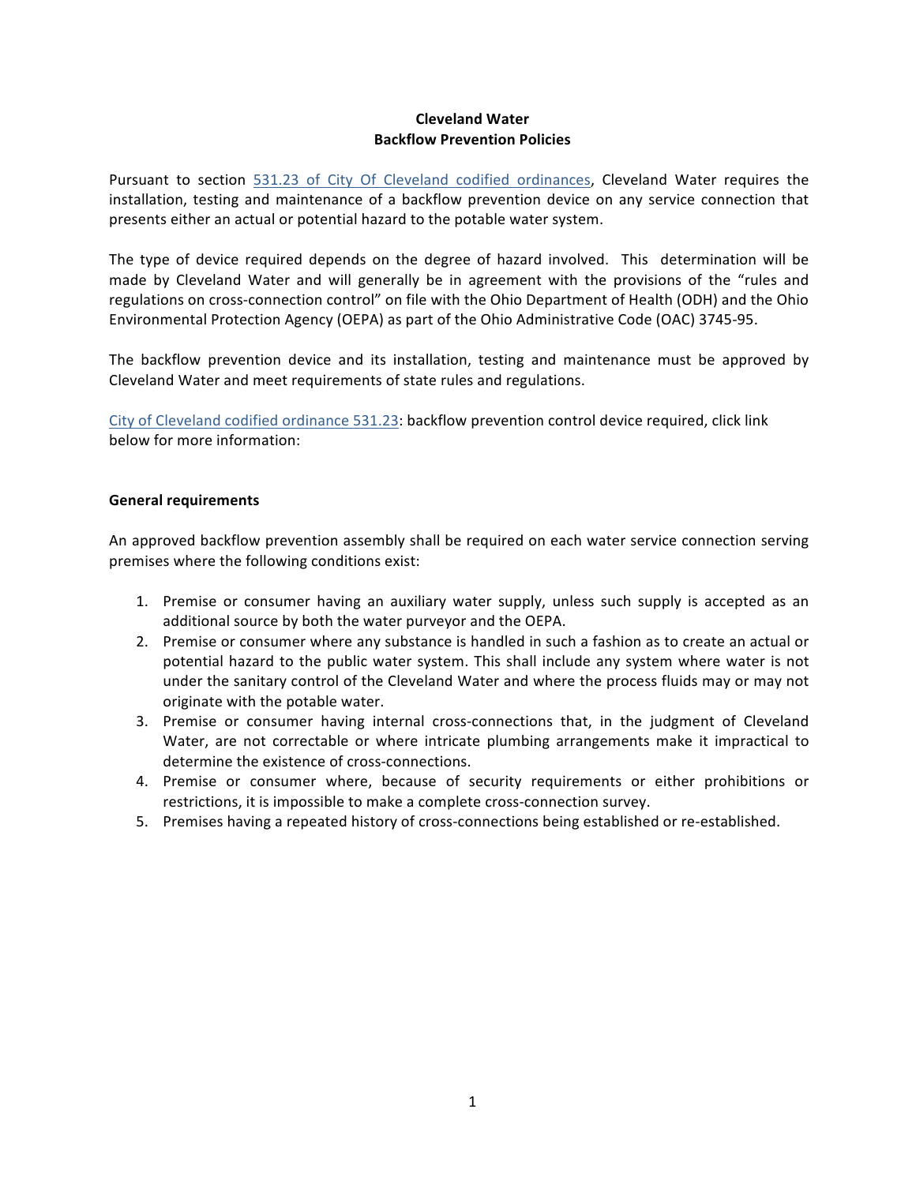# Cleveland Water
## Backflow Prevention Policies

Pursuant to section 531.23 of City Of Cleveland codified ordinances, Cleveland Water requires the installation, testing and maintenance of a backflow prevention device on any service connection that presents either an actual or potential hazard to the potable water system.

The type of device required depends on the degree of hazard involved. This determination will be made by Cleveland Water and will generally be in agreement with the provisions of the "rules and regulations on cross-connection control" on file with the Ohio Department of Health (ODH) and the Ohio Environmental Protection Agency (OEPA) as part of the Ohio Administrative Code (OAC) 3745-95.

The backflow prevention device and its installation, testing and maintenance must be approved by Cleveland Water and meet requirements of state rules and regulations.

City of Cleveland codified ordinance 531.23: backflow prevention control device required, click link below for more information:

**General requirements**

An approved backflow prevention assembly shall be required on each water service connection serving premises where the following conditions exist:

1. Premise or consumer having an auxiliary water supply, unless such supply is accepted as an additional source by both the water purveyor and the OEPA.
2. Premise or consumer where any substance is handled in such a fashion as to create an actual or potential hazard to the public water system. This shall include any system where water is not under the sanitary control of the Cleveland Water and where the process fluids may or may not originate with the potable water.
3. Premise or consumer having internal cross-connections that, in the judgment of Cleveland Water, are not correctable or where intricate plumbing arrangements make it impractical to determine the existence of cross-connections.
4. Premise or consumer where, because of security requirements or either prohibitions or restrictions, it is impossible to make a complete cross-connection survey.
5. Premises having a repeated history of cross-connections being established or re-established.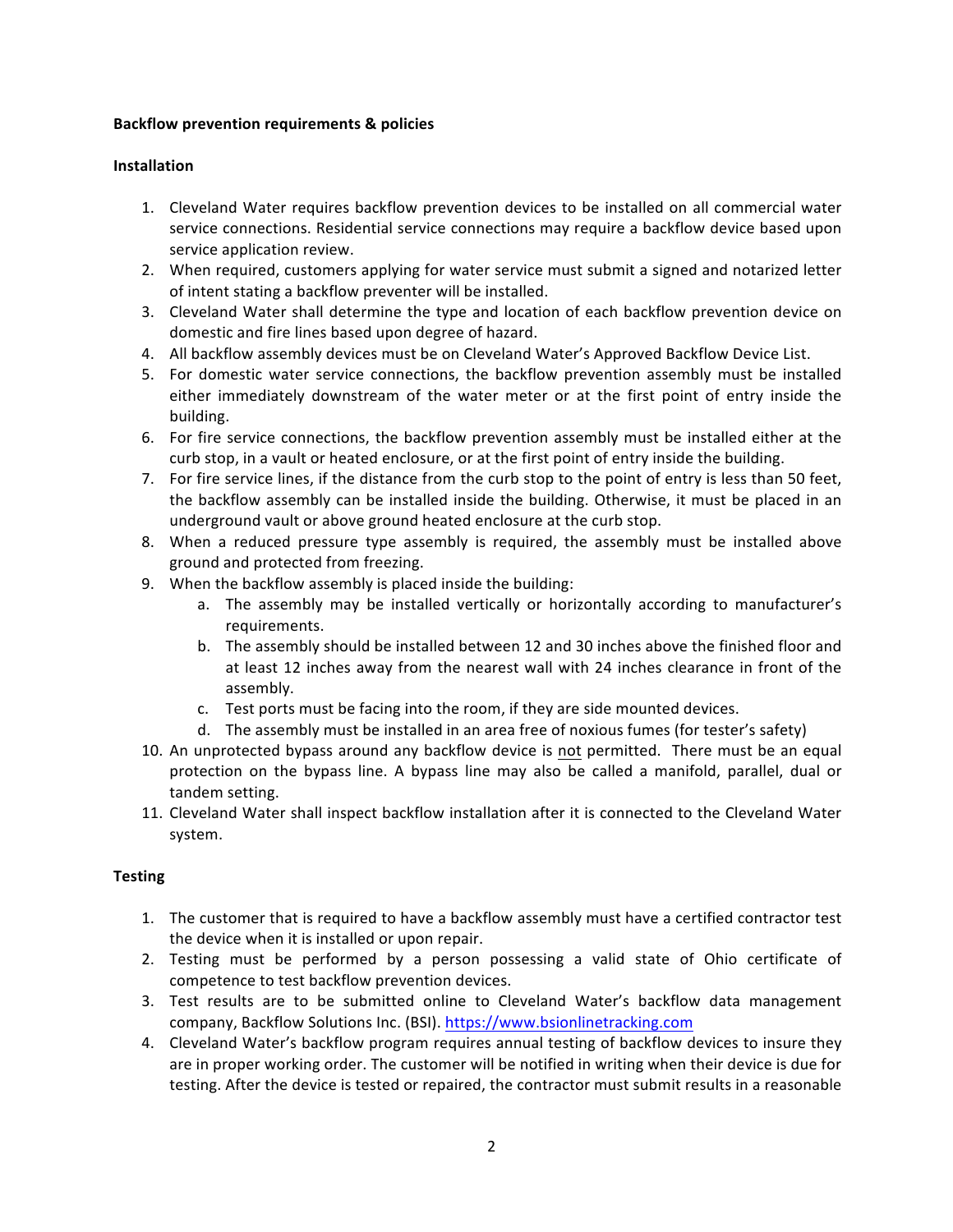**Backflow prevention requirements & policies**

**Installation**

1. Cleveland Water requires backflow prevention devices to be installed on all commercial water service connections. Residential service connections may require a backflow device based upon service application review.
2. When required, customers applying for water service must submit a signed and notarized letter of intent stating a backflow preventer will be installed.
3. Cleveland Water shall determine the type and location of each backflow prevention device on domestic and fire lines based upon degree of hazard.
4. All backflow assembly devices must be on Cleveland Water's Approved Backflow Device List.
5. For domestic water service connections, the backflow prevention assembly must be installed either immediately downstream of the water meter or at the first point of entry inside the building.
6. For fire service connections, the backflow prevention assembly must be installed either at the curb stop, in a vault or heated enclosure, or at the first point of entry inside the building.
7. For fire service lines, if the distance from the curb stop to the point of entry is less than 50 feet, the backflow assembly can be installed inside the building. Otherwise, it must be placed in an underground vault or above ground heated enclosure at the curb stop.
8. When a reduced pressure type assembly is required, the assembly must be installed above ground and protected from freezing.
9. When the backflow assembly is placed inside the building:
    a. The assembly may be installed vertically or horizontally according to manufacturer's requirements.
    b. The assembly should be installed between 12 and 30 inches above the finished floor and at least 12 inches away from the nearest wall with 24 inches clearance in front of the assembly.
    c. Test ports must be facing into the room, if they are side mounted devices.
    d. The assembly must be installed in an area free of noxious fumes (for tester's safety)
10. An unprotected bypass around any backflow device is <u>not</u> permitted. There must be an equal protection on the bypass line. A bypass line may also be called a manifold, parallel, dual or tandem setting.
11. Cleveland Water shall inspect backflow installation after it is connected to the Cleveland Water system.

**Testing**

1. The customer that is required to have a backflow assembly must have a certified contractor test the device when it is installed or upon repair.
2. Testing must be performed by a person possessing a valid state of Ohio certificate of competence to test backflow prevention devices.
3. Test results are to be submitted online to Cleveland Water's backflow data management company, Backflow Solutions Inc. (BSI). https://www.bsionlinetracking.com
4. Cleveland Water's backflow program requires annual testing of backflow devices to insure they are in proper working order. The customer will be notified in writing when their device is due for testing. After the device is tested or repaired, the contractor must submit results in a reasonable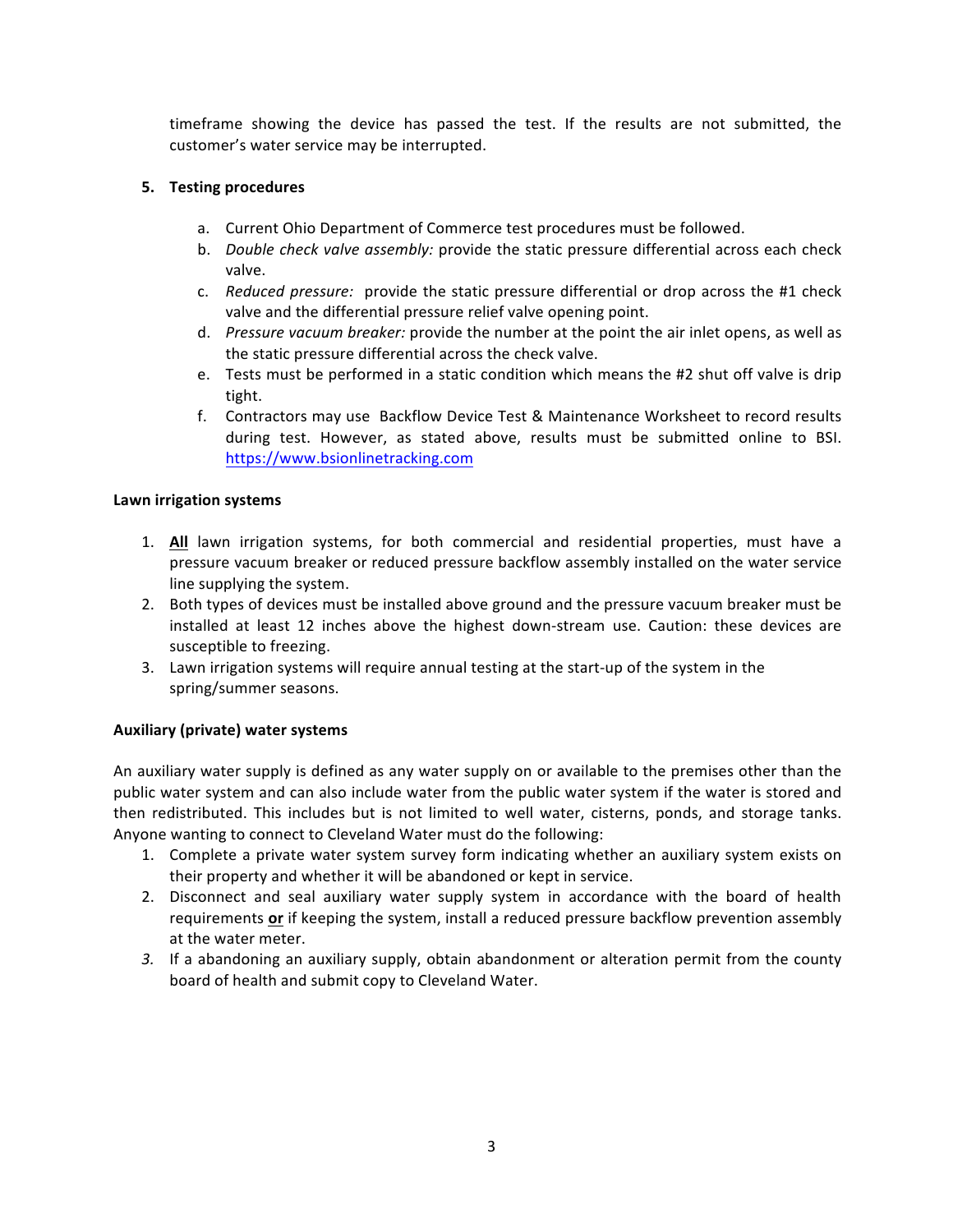timeframe showing the device has passed the test. If the results are not submitted, the customer's water service may be interrupted.

5. **Testing procedures**

   a. Current Ohio Department of Commerce test procedures must be followed.
   b. *Double check valve assembly:* provide the static pressure differential across each check valve.
   c. *Reduced pressure:* provide the static pressure differential or drop across the #1 check valve and the differential pressure relief valve opening point.
   d. *Pressure vacuum breaker:* provide the number at the point the air inlet opens, as well as the static pressure differential across the check valve.
   e. Tests must be performed in a static condition which means the #2 shut off valve is drip tight.
   f. Contractors may use Backflow Device Test & Maintenance Worksheet to record results during test. However, as stated above, results must be submitted online to BSI. https://www.bsionlinetracking.com

**Lawn irrigation systems**

1. **<u>All</u>** lawn irrigation systems, for both commercial and residential properties, must have a pressure vacuum breaker or reduced pressure backflow assembly installed on the water service line supplying the system.
2. Both types of devices must be installed above ground and the pressure vacuum breaker must be installed at least 12 inches above the highest down-stream use. Caution: these devices are susceptible to freezing.
3. Lawn irrigation systems will require annual testing at the start-up of the system in the spring/summer seasons.

**Auxiliary (private) water systems**

An auxiliary water supply is defined as any water supply on or available to the premises other than the public water system and can also include water from the public water system if the water is stored and then redistributed. This includes but is not limited to well water, cisterns, ponds, and storage tanks. Anyone wanting to connect to Cleveland Water must do the following:

1. Complete a private water system survey form indicating whether an auxiliary system exists on their property and whether it will be abandoned or kept in service.
2. Disconnect and seal auxiliary water supply system in accordance with the board of health requirements **<u>or</u>** if keeping the system, install a reduced pressure backflow prevention assembly at the water meter.
3. If a abandoning an auxiliary supply, obtain abandonment or alteration permit from the county board of health and submit copy to Cleveland Water.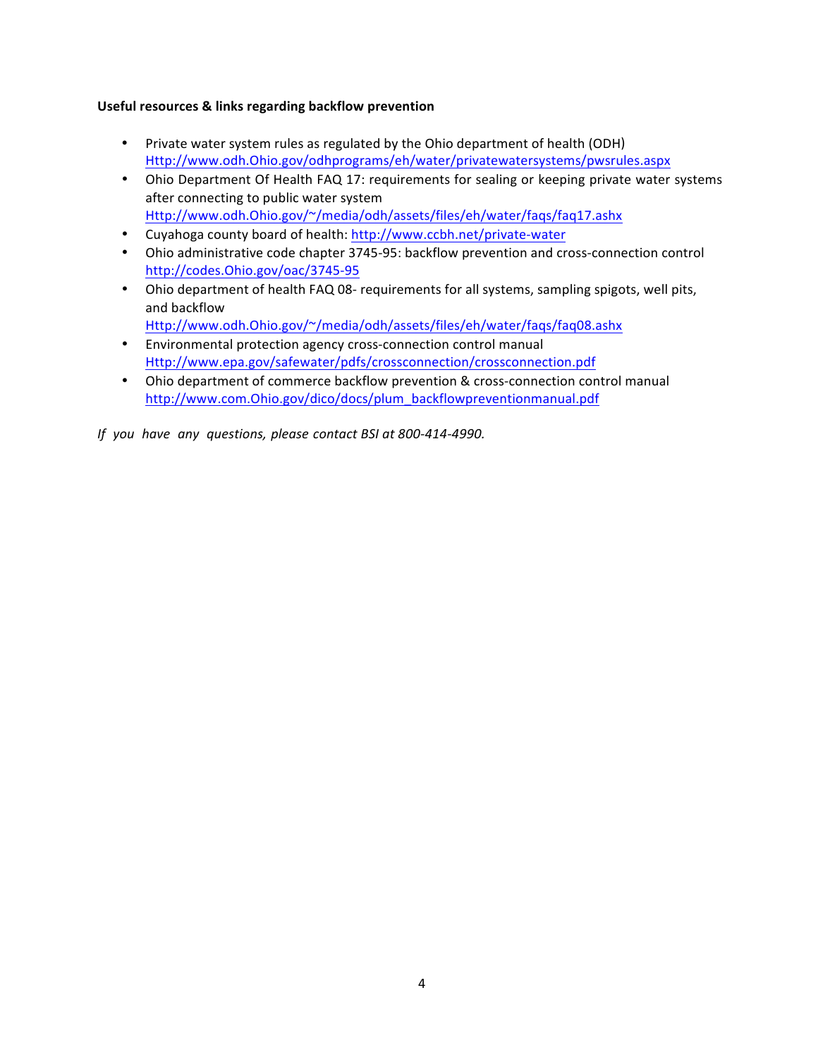**Useful resources & links regarding backflow prevention**

- Private water system rules as regulated by the Ohio department of health (ODH) Http://www.odh.Ohio.gov/odhprograms/eh/water/privatewatersystems/pwsrules.aspx
- Ohio Department Of Health FAQ 17: requirements for sealing or keeping private water systems after connecting to public water system Http://www.odh.Ohio.gov/~/media/odh/assets/files/eh/water/faqs/faq17.ashx
- Cuyahoga county board of health: http://www.ccbh.net/private-water
- Ohio administrative code chapter 3745-95: backflow prevention and cross-connection control http://codes.Ohio.gov/oac/3745-95
- Ohio department of health FAQ 08- requirements for all systems, sampling spigots, well pits, and backflow Http://www.odh.Ohio.gov/~/media/odh/assets/files/eh/water/faqs/faq08.ashx
- Environmental protection agency cross-connection control manual Http://www.epa.gov/safewater/pdfs/crossconnection/crossconnection.pdf
- Ohio department of commerce backflow prevention & cross-connection control manual http://www.com.Ohio.gov/dico/docs/plum_backflowpreventionmanual.pdf

*If you have any questions, please contact BSI at 800-414-4990.*